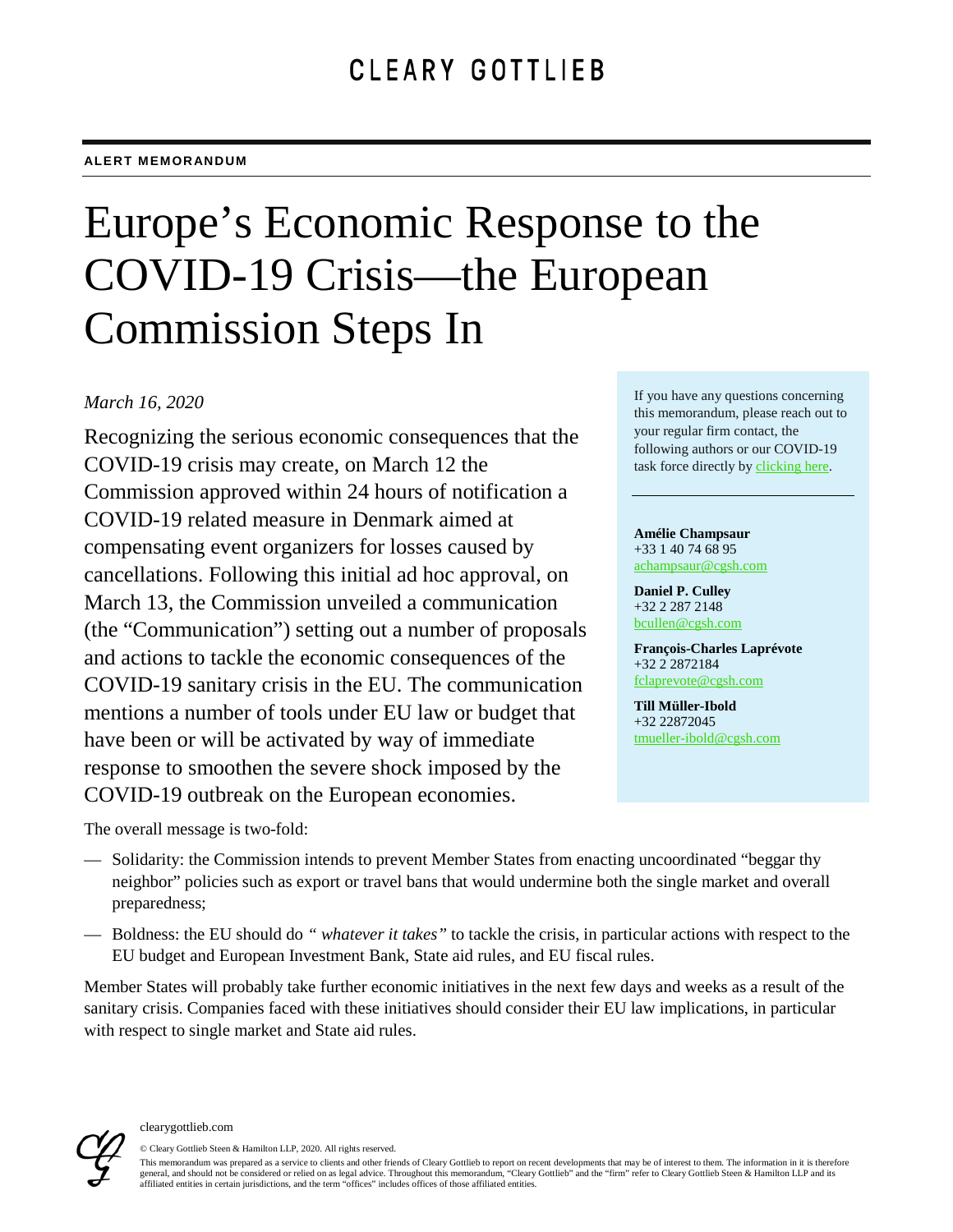CLEARY GOTTLIEB

**ALERT MEMORANDUM**

# Europe's Economic Response to the COVID-19 Crisis—the European Commission Steps In

*March 16, 2020*

Recognizing the serious economic consequences that the COVID-19 crisis may create, on March 12 the Commission approved within 24 hours of notification a COVID-19 related measure in Denmark aimed at compensating event organizers for losses caused by cancellations. Following this initial ad hoc approval, on March 13, the Commission unveiled a communication (the "Communication") setting out a number of proposals and actions to tackle the economic consequences of the COVID-19 sanitary crisis in the EU. The communication mentions a number of tools under EU law or budget that have been or will be activated by way of immediate response to smoothen the severe shock imposed by the COVID-19 outbreak on the European economies.

If you have any questions concerning this memorandum, please reach out to your regular firm contact, the following authors or our COVID-19 task force directly by clicking here.

**Amélie Champsaur**
+33 1 40 74 68 95
achampsaur@cgsh.com

**Daniel P. Culley**
+32 2 287 2148
bcullen@cgsh.com

**François-Charles Laprévote**
+32 2 2872184
fclaprevote@cgsh.com

**Till Müller-Ibold**
+32 22872045
tmueller-ibold@cgsh.com

The overall message is two-fold:

- Solidarity: the Commission intends to prevent Member States from enacting uncoordinated "beggar thy neighbor" policies such as export or travel bans that would undermine both the single market and overall preparedness;
- Boldness: the EU should do *" whatever it takes"* to tackle the crisis, in particular actions with respect to the EU budget and European Investment Bank, State aid rules, and EU fiscal rules.

Member States will probably take further economic initiatives in the next few days and weeks as a result of the sanitary crisis. Companies faced with these initiatives should consider their EU law implications, in particular with respect to single market and State aid rules.

clearygottlieb.com

© Cleary Gottlieb Steen & Hamilton LLP, 2020. All rights reserved.
This memorandum was prepared as a service to clients and other friends of Cleary Gottlieb to report on recent developments that may be of interest to them. The information in it is therefore general, and should not be considered or relied on as legal advice. Throughout this memorandum, "Cleary Gottlieb" and the "firm" refer to Cleary Gottlieb Steen & Hamilton LLP and its affiliated entities in certain jurisdictions, and the term "offices" includes offices of those affiliated entities.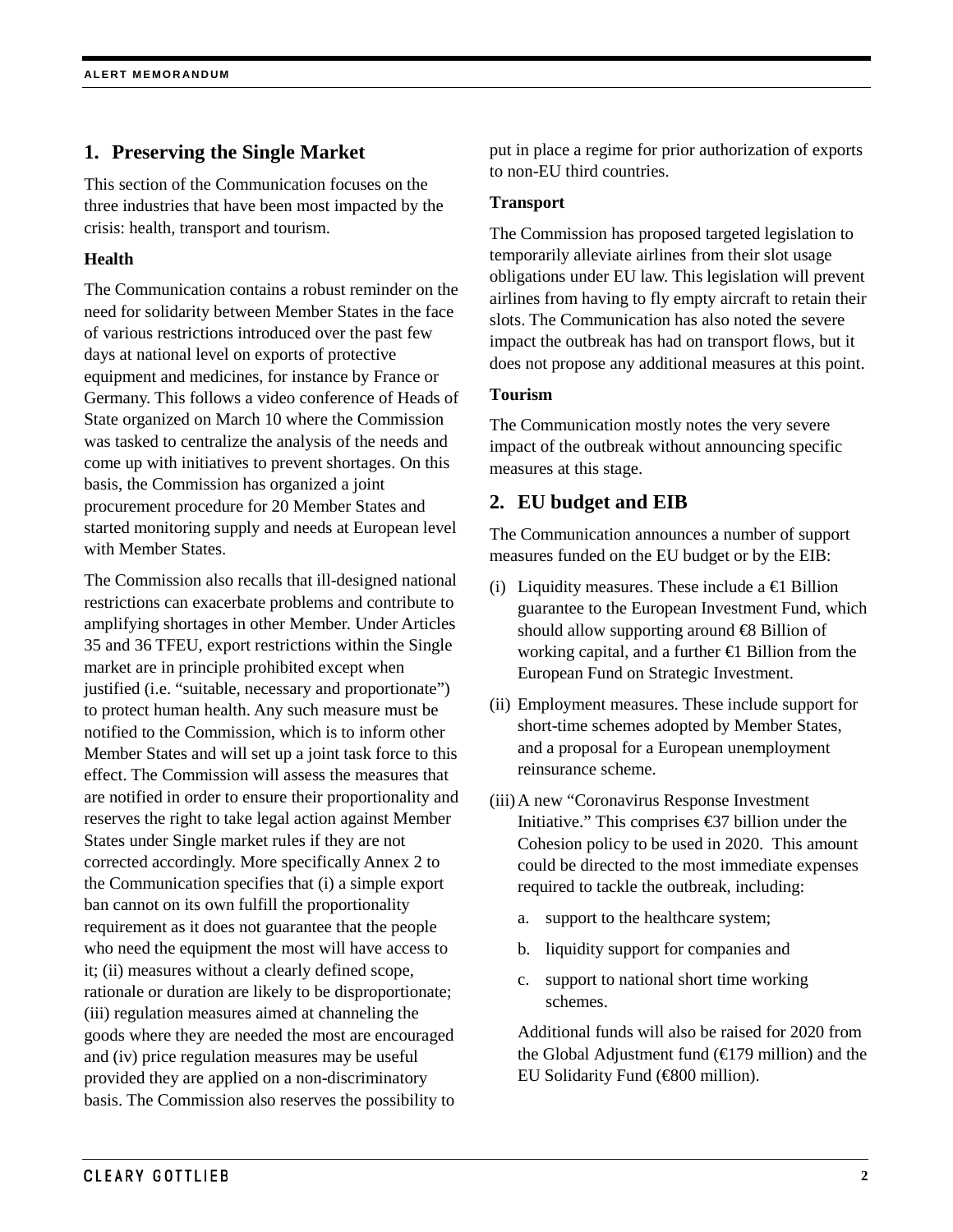## 1. Preserving the Single Market

This section of the Communication focuses on the three industries that have been most impacted by the crisis: health, transport and tourism.

### Health

The Communication contains a robust reminder on the need for solidarity between Member States in the face of various restrictions introduced over the past few days at national level on exports of protective equipment and medicines, for instance by France or Germany. This follows a video conference of Heads of State organized on March 10 where the Commission was tasked to centralize the analysis of the needs and come up with initiatives to prevent shortages. On this basis, the Commission has organized a joint procurement procedure for 20 Member States and started monitoring supply and needs at European level with Member States.

The Commission also recalls that ill-designed national restrictions can exacerbate problems and contribute to amplifying shortages in other Member. Under Articles 35 and 36 TFEU, export restrictions within the Single market are in principle prohibited except when justified (i.e. "suitable, necessary and proportionate") to protect human health. Any such measure must be notified to the Commission, which is to inform other Member States and will set up a joint task force to this effect. The Commission will assess the measures that are notified in order to ensure their proportionality and reserves the right to take legal action against Member States under Single market rules if they are not corrected accordingly. More specifically Annex 2 to the Communication specifies that (i) a simple export ban cannot on its own fulfill the proportionality requirement as it does not guarantee that the people who need the equipment the most will have access to it; (ii) measures without a clearly defined scope, rationale or duration are likely to be disproportionate; (iii) regulation measures aimed at channeling the goods where they are needed the most are encouraged and (iv) price regulation measures may be useful provided they are applied on a non-discriminatory basis. The Commission also reserves the possibility to put in place a regime for prior authorization of exports to non-EU third countries.

### Transport

The Commission has proposed targeted legislation to temporarily alleviate airlines from their slot usage obligations under EU law. This legislation will prevent airlines from having to fly empty aircraft to retain their slots. The Communication has also noted the severe impact the outbreak has had on transport flows, but it does not propose any additional measures at this point.

### Tourism

The Communication mostly notes the very severe impact of the outbreak without announcing specific measures at this stage.

## 2. EU budget and EIB

The Communication announces a number of support measures funded on the EU budget or by the EIB:

(i) Liquidity measures. These include a €1 Billion guarantee to the European Investment Fund, which should allow supporting around €8 Billion of working capital, and a further €1 Billion from the European Fund on Strategic Investment.

(ii) Employment measures. These include support for short-time schemes adopted by Member States, and a proposal for a European unemployment reinsurance scheme.

(iii) A new "Coronavirus Response Investment Initiative." This comprises €37 billion under the Cohesion policy to be used in 2020. This amount could be directed to the most immediate expenses required to tackle the outbreak, including:

   a. support to the healthcare system;

   b. liquidity support for companies and

   c. support to national short time working schemes.

   Additional funds will also be raised for 2020 from the Global Adjustment fund (€179 million) and the EU Solidarity Fund (€800 million).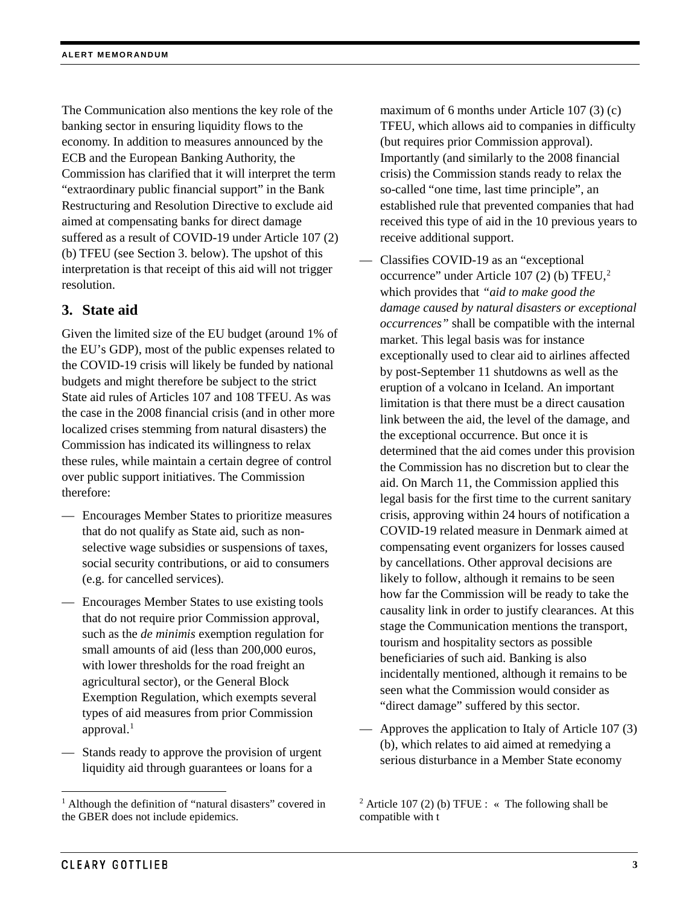The Communication also mentions the key role of the banking sector in ensuring liquidity flows to the economy. In addition to measures announced by the ECB and the European Banking Authority, the Commission has clarified that it will interpret the term "extraordinary public financial support" in the Bank Restructuring and Resolution Directive to exclude aid aimed at compensating banks for direct damage suffered as a result of COVID-19 under Article 107 (2) (b) TFEU (see Section 3. below). The upshot of this interpretation is that receipt of this aid will not trigger resolution.

## 3. State aid

Given the limited size of the EU budget (around 1% of the EU's GDP), most of the public expenses related to the COVID-19 crisis will likely be funded by national budgets and might therefore be subject to the strict State aid rules of Articles 107 and 108 TFEU. As was the case in the 2008 financial crisis (and in other more localized crises stemming from natural disasters) the Commission has indicated its willingness to relax these rules, while maintain a certain degree of control over public support initiatives. The Commission therefore:

- Encourages Member States to prioritize measures that do not qualify as State aid, such as non-selective wage subsidies or suspensions of taxes, social security contributions, or aid to consumers (e.g. for cancelled services).
- Encourages Member States to use existing tools that do not require prior Commission approval, such as the *de minimis* exemption regulation for small amounts of aid (less than 200,000 euros, with lower thresholds for the road freight an agricultural sector), or the General Block Exemption Regulation, which exempts several types of aid measures from prior Commission approval.[1]
- Stands ready to approve the provision of urgent liquidity aid through guarantees or loans for a maximum of 6 months under Article 107 (3) (c) TFEU, which allows aid to companies in difficulty (but requires prior Commission approval). Importantly (and similarly to the 2008 financial crisis) the Commission stands ready to relax the so-called "one time, last time principle", an established rule that prevented companies that had received this type of aid in the 10 previous years to receive additional support.
- Classifies COVID-19 as an "exceptional occurrence" under Article 107 (2) (b) TFEU,[2] which provides that *"aid to make good the damage caused by natural disasters or exceptional occurrences"* shall be compatible with the internal market. This legal basis was for instance exceptionally used to clear aid to airlines affected by post-September 11 shutdowns as well as the eruption of a volcano in Iceland. An important limitation is that there must be a direct causation link between the aid, the level of the damage, and the exceptional occurrence. But once it is determined that the aid comes under this provision the Commission has no discretion but to clear the aid. On March 11, the Commission applied this legal basis for the first time to the current sanitary crisis, approving within 24 hours of notification a COVID-19 related measure in Denmark aimed at compensating event organizers for losses caused by cancellations. Other approval decisions are likely to follow, although it remains to be seen how far the Commission will be ready to take the causality link in order to justify clearances. At this stage the Communication mentions the transport, tourism and hospitality sectors as possible beneficiaries of such aid. Banking is also incidentally mentioned, although it remains to be seen what the Commission would consider as "direct damage" suffered by this sector.
- Approves the application to Italy of Article 107 (3) (b), which relates to aid aimed at remedying a serious disturbance in a Member State economy

[1] Although the definition of "natural disasters" covered in the GBER does not include epidemics.

[2] Article 107 (2) (b) TFUE : « The following shall be compatible with t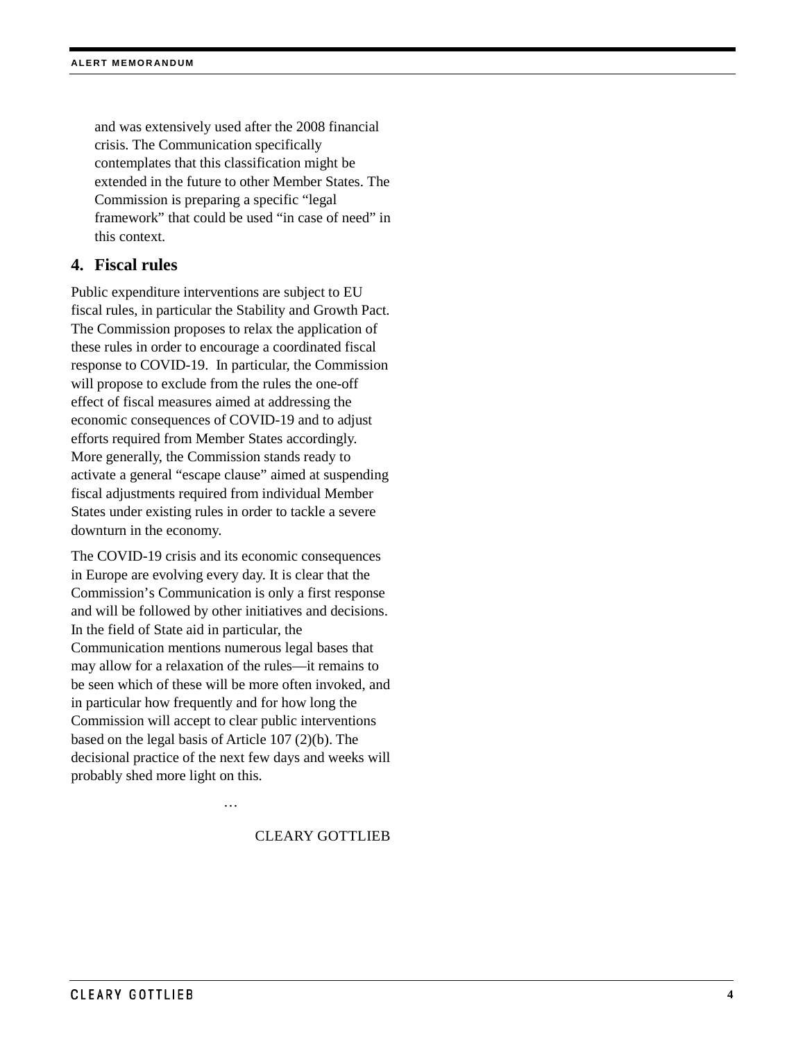and was extensively used after the 2008 financial crisis. The Communication specifically contemplates that this classification might be extended in the future to other Member States. The Commission is preparing a specific "legal framework" that could be used "in case of need" in this context.

## 4. Fiscal rules

Public expenditure interventions are subject to EU fiscal rules, in particular the Stability and Growth Pact. The Commission proposes to relax the application of these rules in order to encourage a coordinated fiscal response to COVID-19. In particular, the Commission will propose to exclude from the rules the one-off effect of fiscal measures aimed at addressing the economic consequences of COVID-19 and to adjust efforts required from Member States accordingly. More generally, the Commission stands ready to activate a general "escape clause" aimed at suspending fiscal adjustments required from individual Member States under existing rules in order to tackle a severe downturn in the economy.

The COVID-19 crisis and its economic consequences in Europe are evolving every day. It is clear that the Commission's Communication is only a first response and will be followed by other initiatives and decisions. In the field of State aid in particular, the Communication mentions numerous legal bases that may allow for a relaxation of the rules—it remains to be seen which of these will be more often invoked, and in particular how frequently and for how long the Commission will accept to clear public interventions based on the legal basis of Article 107 (2)(b). The decisional practice of the next few days and weeks will probably shed more light on this.

…

CLEARY GOTTLIEB